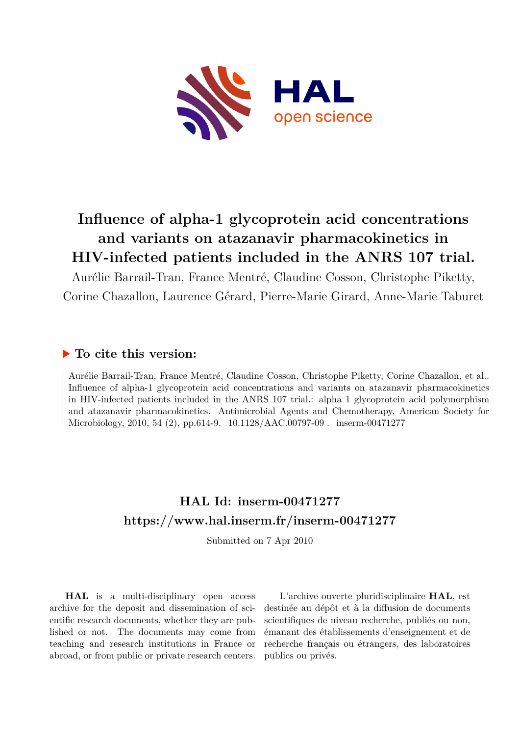# Influence of alpha-1 glycoprotein acid concentrations and variants on atazanavir pharmacokinetics in HIV-infected patients included in the ANRS 107 trial.

Aurélie Barrail-Tran, France Mentré, Claudine Cosson, Christophe Piketty, Corine Chazallon, Laurence Gérard, Pierre-Marie Girard, Anne-Marie Taburet

## ▶ To cite this version:

Aurélie Barrail-Tran, France Mentré, Claudine Cosson, Christophe Piketty, Corine Chazallon, et al.. Influence of alpha-1 glycoprotein acid concentrations and variants on atazanavir pharmacokinetics in HIV-infected patients included in the ANRS 107 trial.: alpha 1 glycoprotein acid polymorphism and atazanavir pharmacokinetics. Antimicrobial Agents and Chemotherapy, American Society for Microbiology, 2010, 54 (2), pp.614-9. 10.1128/AAC.00797-09 . inserm-00471277

## HAL Id: inserm-00471277

## https://www.hal.inserm.fr/inserm-00471277

Submitted on 7 Apr 2010

**HAL** is a multi-disciplinary open access archive for the deposit and dissemination of scientific research documents, whether they are published or not. The documents may come from teaching and research institutions in France or abroad, or from public or private research centers.

L'archive ouverte pluridisciplinaire **HAL**, est destinée au dépôt et à la diffusion de documents scientifiques de niveau recherche, publiés ou non, émanant des établissements d'enseignement et de recherche français ou étrangers, des laboratoires publics ou privés.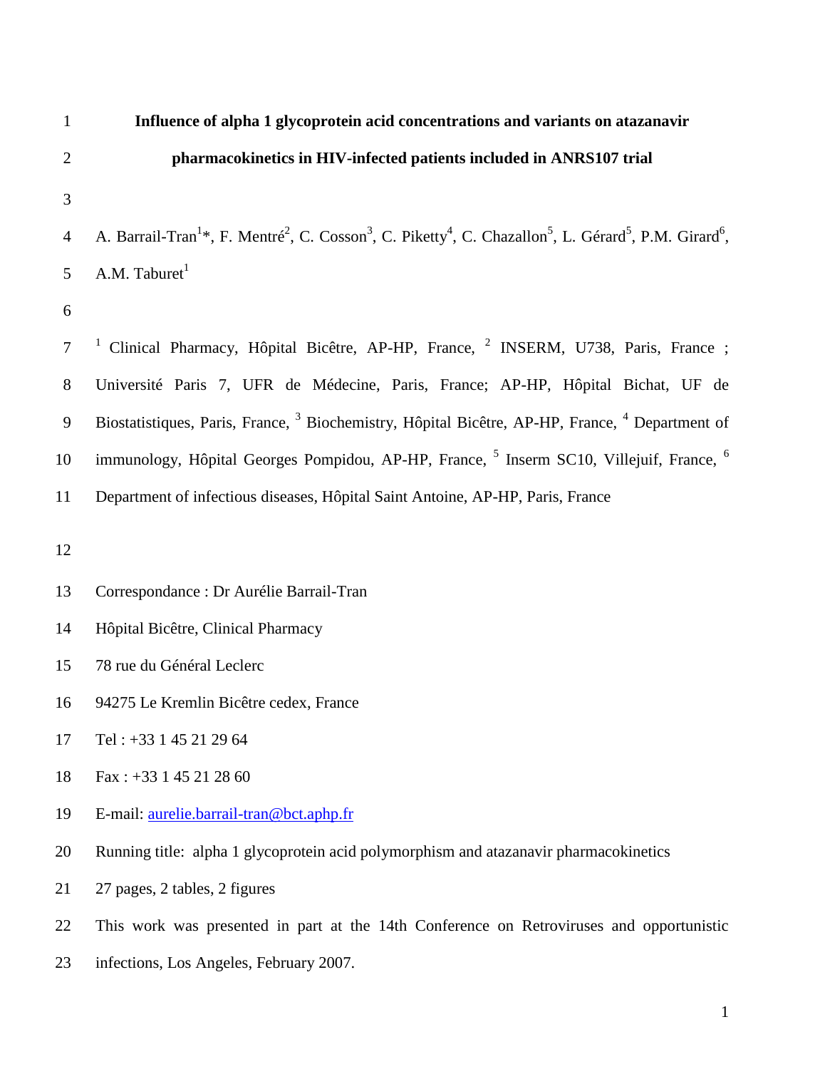# Influence of alpha 1 glycoprotein acid concentrations and variants on atazanavir pharmacokinetics in HIV-infected patients included in ANRS107 trial

A. Barrail-Tran[1]*, F. Mentré[2], C. Cosson[3], C. Piketty[4], C. Chazallon[5], L. Gérard[5], P.M. Girard[6], A.M. Taburet[1]

[1] Clinical Pharmacy, Hôpital Bicêtre, AP-HP, France, [2] INSERM, U738, Paris, France ; Université Paris 7, UFR de Médecine, Paris, France; AP-HP, Hôpital Bichat, UF de Biostatistiques, Paris, France, [3] Biochemistry, Hôpital Bicêtre, AP-HP, France, [4] Department of immunology, Hôpital Georges Pompidou, AP-HP, France, [5] Inserm SC10, Villejuif, France, [6] Department of infectious diseases, Hôpital Saint Antoine, AP-HP, Paris, France

Correspondance : Dr Aurélie Barrail-Tran

Hôpital Bicêtre, Clinical Pharmacy

78 rue du Général Leclerc

94275 Le Kremlin Bicêtre cedex, France

Tel : +33 1 45 21 29 64

Fax : +33 1 45 21 28 60

E-mail: aurelie.barrail-tran@bct.aphp.fr

Running title: alpha 1 glycoprotein acid polymorphism and atazanavir pharmacokinetics

27 pages, 2 tables, 2 figures

This work was presented in part at the 14th Conference on Retroviruses and opportunistic infections, Los Angeles, February 2007.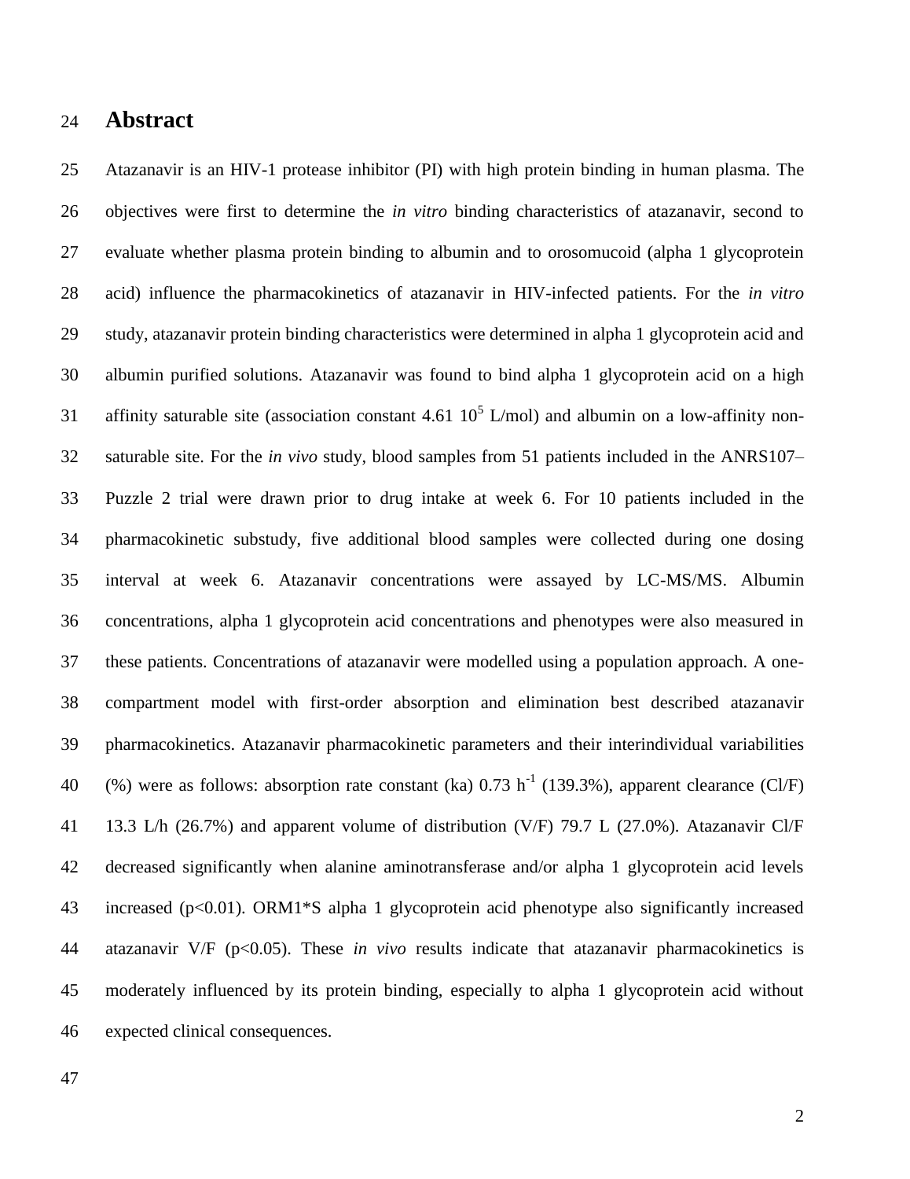# Abstract

Atazanavir is an HIV-1 protease inhibitor (PI) with high protein binding in human plasma. The objectives were first to determine the *in vitro* binding characteristics of atazanavir, second to evaluate whether plasma protein binding to albumin and to orosomucoid (alpha 1 glycoprotein acid) influence the pharmacokinetics of atazanavir in HIV-infected patients. For the *in vitro* study, atazanavir protein binding characteristics were determined in alpha 1 glycoprotein acid and albumin purified solutions. Atazanavir was found to bind alpha 1 glycoprotein acid on a high affinity saturable site (association constant 4.61 $10^5$ L/mol) and albumin on a low-affinity non-saturable site. For the *in vivo* study, blood samples from 51 patients included in the ANRS107–Puzzle 2 trial were drawn prior to drug intake at week 6. For 10 patients included in the pharmacokinetic substudy, five additional blood samples were collected during one dosing interval at week 6. Atazanavir concentrations were assayed by LC-MS/MS. Albumin concentrations, alpha 1 glycoprotein acid concentrations and phenotypes were also measured in these patients. Concentrations of atazanavir were modelled using a population approach. A one-compartment model with first-order absorption and elimination best described atazanavir pharmacokinetics. Atazanavir pharmacokinetic parameters and their interindividual variabilities (%) were as follows: absorption rate constant (ka) 0.73 $h^{-1}$ (139.3%), apparent clearance (Cl/F) 13.3 L/h (26.7%) and apparent volume of distribution (V/F) 79.7 L (27.0%). Atazanavir Cl/F decreased significantly when alanine aminotransferase and/or alpha 1 glycoprotein acid levels increased ($p<0.01$). ORM1*S alpha 1 glycoprotein acid phenotype also significantly increased atazanavir V/F ($p<0.05$). These *in vivo* results indicate that atazanavir pharmacokinetics is moderately influenced by its protein binding, especially to alpha 1 glycoprotein acid without expected clinical consequences.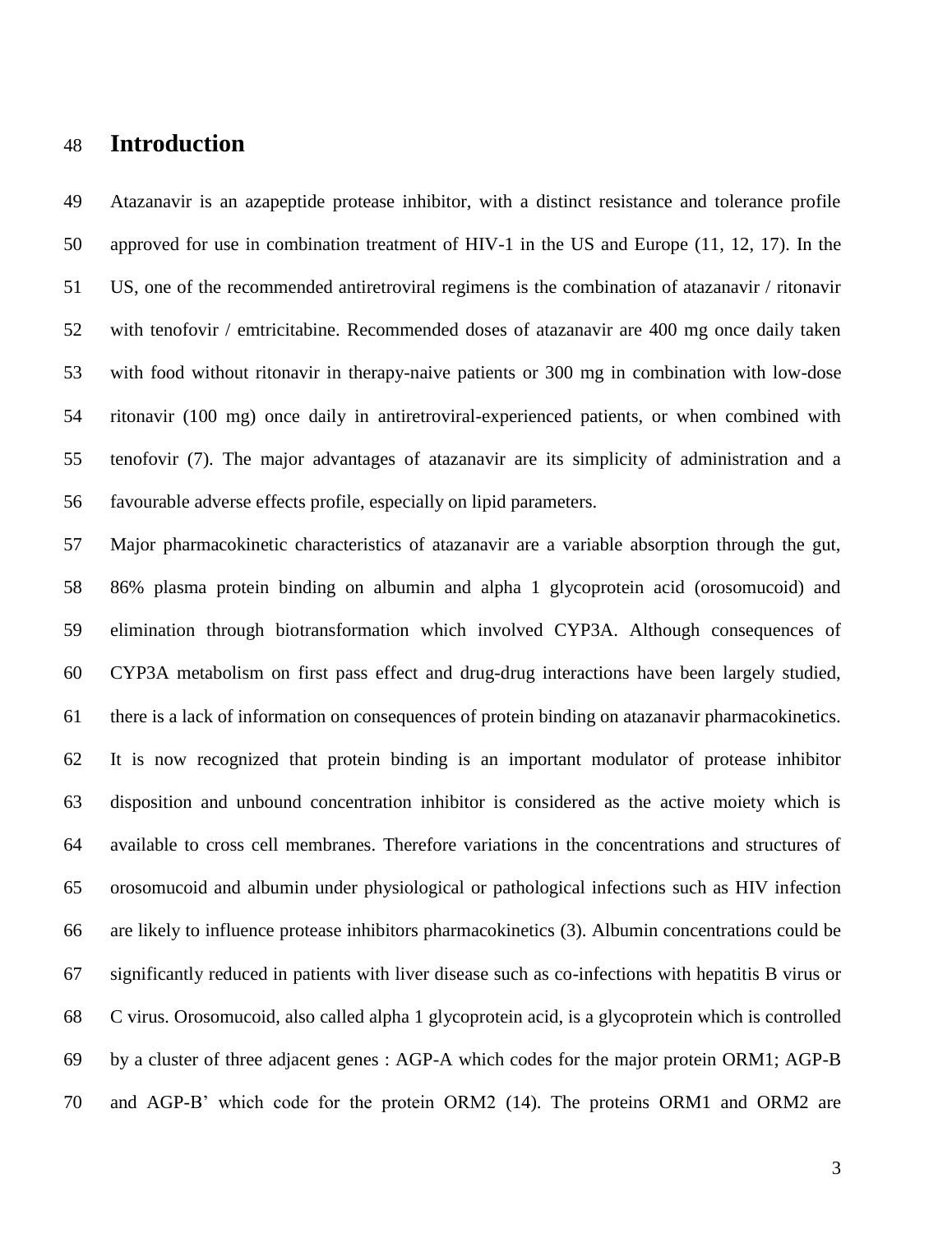# Introduction

Atazanavir is an azapeptide protease inhibitor, with a distinct resistance and tolerance profile approved for use in combination treatment of HIV-1 in the US and Europe (11, 12, 17). In the US, one of the recommended antiretroviral regimens is the combination of atazanavir / ritonavir with tenofovir / emtricitabine. Recommended doses of atazanavir are 400 mg once daily taken with food without ritonavir in therapy-naive patients or 300 mg in combination with low-dose ritonavir (100 mg) once daily in antiretroviral-experienced patients, or when combined with tenofovir (7). The major advantages of atazanavir are its simplicity of administration and a favourable adverse effects profile, especially on lipid parameters.

Major pharmacokinetic characteristics of atazanavir are a variable absorption through the gut, 86% plasma protein binding on albumin and alpha 1 glycoprotein acid (orosomucoid) and elimination through biotransformation which involved CYP3A. Although consequences of CYP3A metabolism on first pass effect and drug-drug interactions have been largely studied, there is a lack of information on consequences of protein binding on atazanavir pharmacokinetics. It is now recognized that protein binding is an important modulator of protease inhibitor disposition and unbound concentration inhibitor is considered as the active moiety which is available to cross cell membranes. Therefore variations in the concentrations and structures of orosomucoid and albumin under physiological or pathological infections such as HIV infection are likely to influence protease inhibitors pharmacokinetics (3). Albumin concentrations could be significantly reduced in patients with liver disease such as co-infections with hepatitis B virus or C virus. Orosomucoid, also called alpha 1 glycoprotein acid, is a glycoprotein which is controlled by a cluster of three adjacent genes : AGP-A which codes for the major protein ORM1; AGP-B and AGP-B' which code for the protein ORM2 (14). The proteins ORM1 and ORM2 are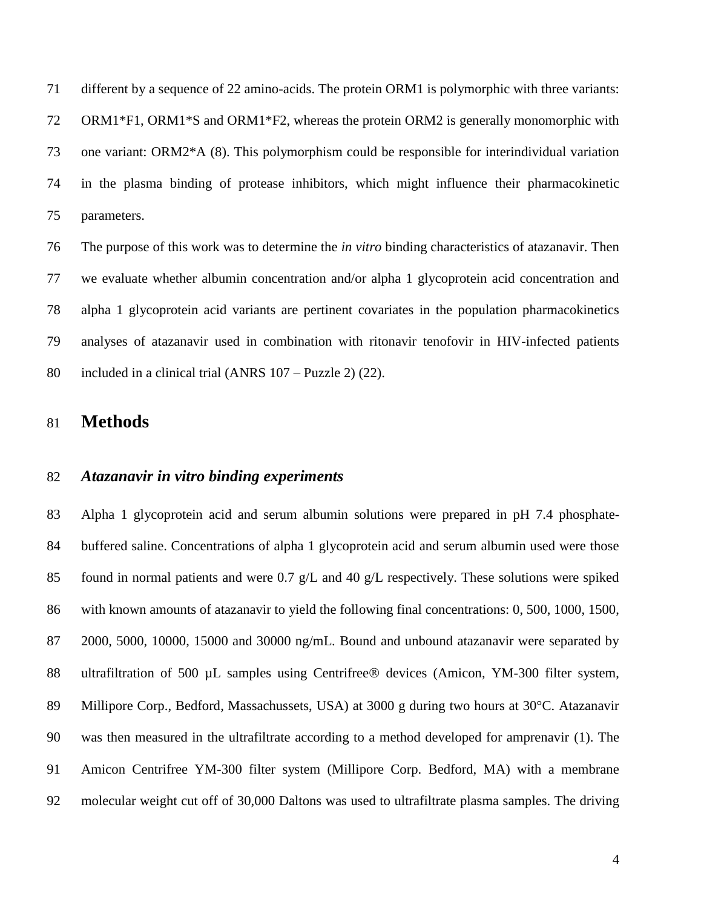different by a sequence of 22 amino-acids. The protein ORM1 is polymorphic with three variants: ORM1*F1, ORM1*S and ORM1*F2, whereas the protein ORM2 is generally monomorphic with one variant: ORM2*A (8). This polymorphism could be responsible for interindividual variation in the plasma binding of protease inhibitors, which might influence their pharmacokinetic parameters.

The purpose of this work was to determine the *in vitro* binding characteristics of atazanavir. Then we evaluate whether albumin concentration and/or alpha 1 glycoprotein acid concentration and alpha 1 glycoprotein acid variants are pertinent covariates in the population pharmacokinetics analyses of atazanavir used in combination with ritonavir tenofovir in HIV-infected patients included in a clinical trial (ANRS 107 – Puzzle 2) (22).

# Methods

## *Atazanavir in vitro binding experiments*

Alpha 1 glycoprotein acid and serum albumin solutions were prepared in pH 7.4 phosphate-buffered saline. Concentrations of alpha 1 glycoprotein acid and serum albumin used were those found in normal patients and were 0.7 g/L and 40 g/L respectively. These solutions were spiked with known amounts of atazanavir to yield the following final concentrations: 0, 500, 1000, 1500, 2000, 5000, 10000, 15000 and 30000 ng/mL. Bound and unbound atazanavir were separated by ultrafiltration of 500 µL samples using Centrifree® devices (Amicon, YM-300 filter system, Millipore Corp., Bedford, Massachussets, USA) at 3000 g during two hours at 30°C. Atazanavir was then measured in the ultrafiltrate according to a method developed for amprenavir (1). The Amicon Centrifree YM-300 filter system (Millipore Corp. Bedford, MA) with a membrane molecular weight cut off of 30,000 Daltons was used to ultrafiltrate plasma samples. The driving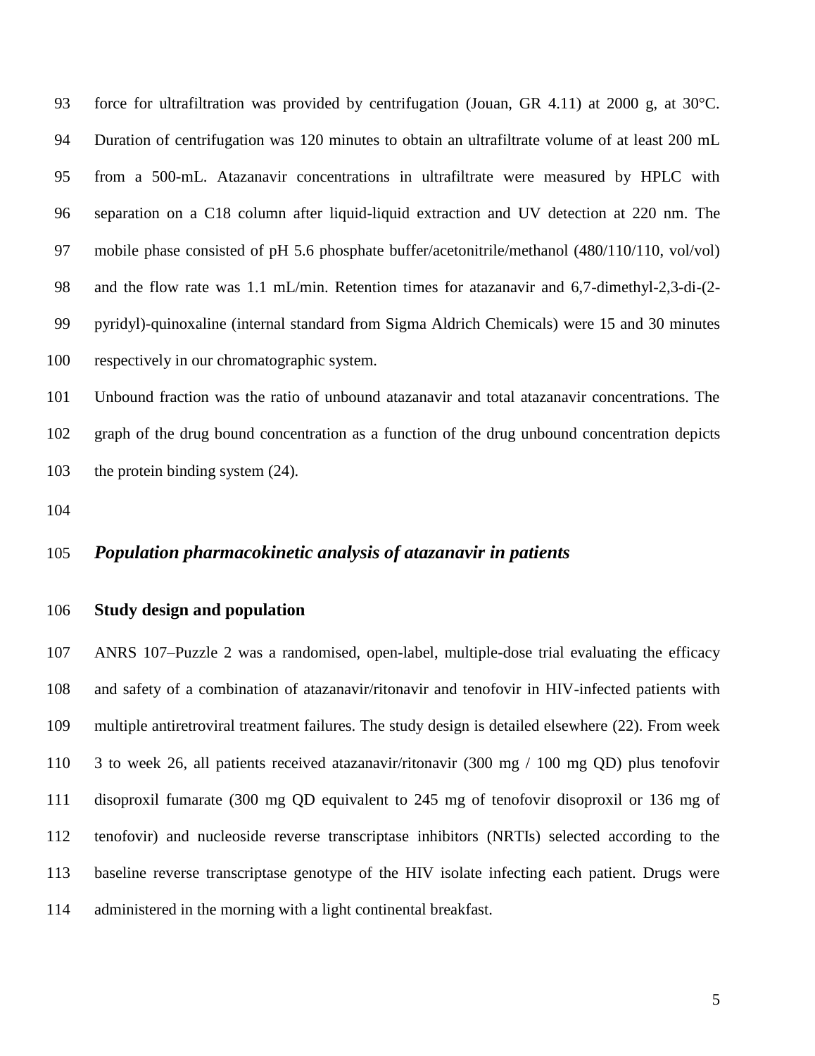force for ultrafiltration was provided by centrifugation (Jouan, GR 4.11) at 2000 g, at 30°C. Duration of centrifugation was 120 minutes to obtain an ultrafiltrate volume of at least 200 mL from a 500-mL. Atazanavir concentrations in ultrafiltrate were measured by HPLC with separation on a C18 column after liquid-liquid extraction and UV detection at 220 nm. The mobile phase consisted of pH 5.6 phosphate buffer/acetonitrile/methanol (480/110/110, vol/vol) and the flow rate was 1.1 mL/min. Retention times for atazanavir and 6,7-dimethyl-2,3-di-(2-pyridyl)-quinoxaline (internal standard from Sigma Aldrich Chemicals) were 15 and 30 minutes respectively in our chromatographic system.

Unbound fraction was the ratio of unbound atazanavir and total atazanavir concentrations. The graph of the drug bound concentration as a function of the drug unbound concentration depicts the protein binding system (24).

## *Population pharmacokinetic analysis of atazanavir in patients*

### Study design and population

ANRS 107–Puzzle 2 was a randomised, open-label, multiple-dose trial evaluating the efficacy and safety of a combination of atazanavir/ritonavir and tenofovir in HIV-infected patients with multiple antiretroviral treatment failures. The study design is detailed elsewhere (22). From week 3 to week 26, all patients received atazanavir/ritonavir (300 mg / 100 mg QD) plus tenofovir disoproxil fumarate (300 mg QD equivalent to 245 mg of tenofovir disoproxil or 136 mg of tenofovir) and nucleoside reverse transcriptase inhibitors (NRTIs) selected according to the baseline reverse transcriptase genotype of the HIV isolate infecting each patient. Drugs were administered in the morning with a light continental breakfast.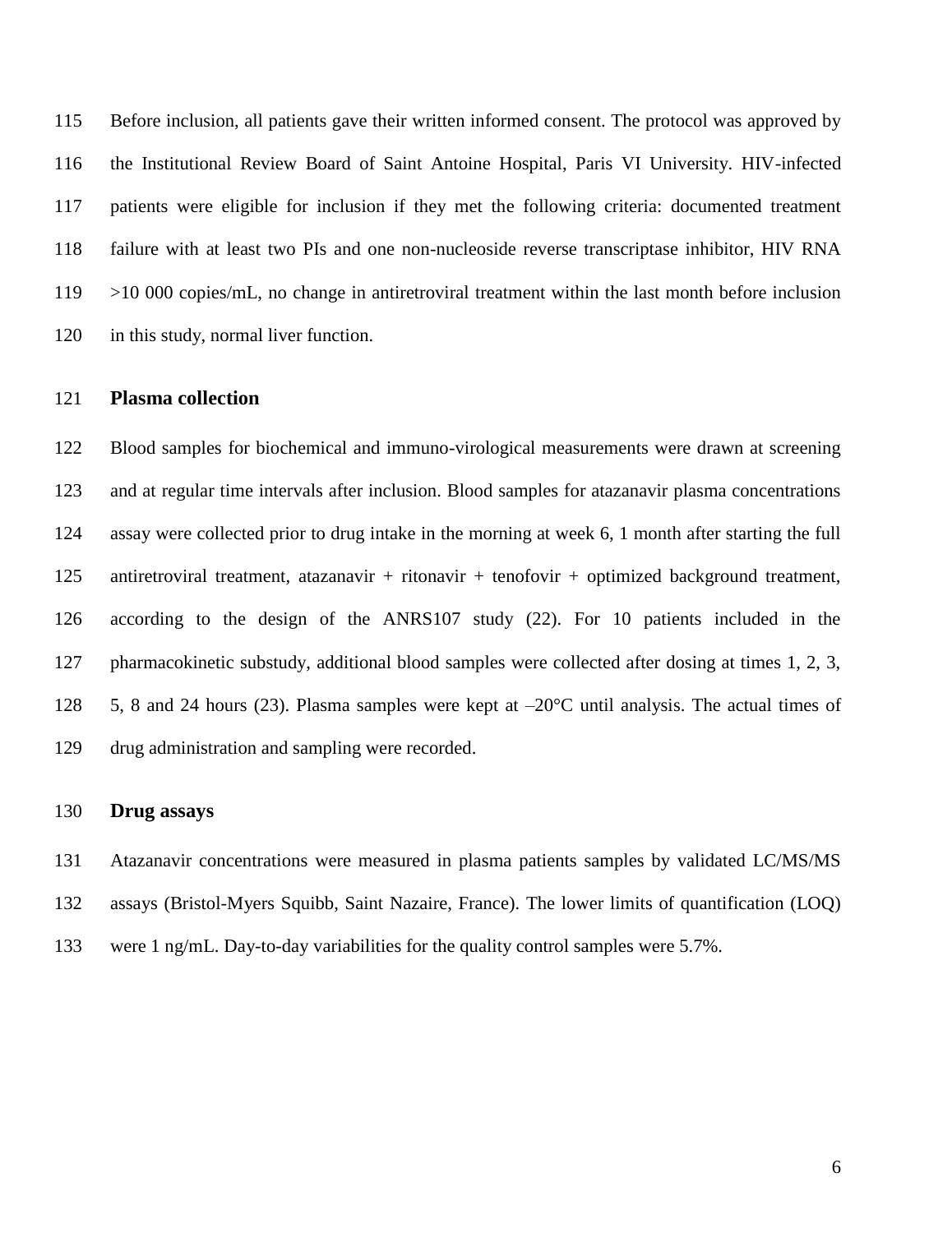Before inclusion, all patients gave their written informed consent. The protocol was approved by the Institutional Review Board of Saint Antoine Hospital, Paris VI University. HIV-infected patients were eligible for inclusion if they met the following criteria: documented treatment failure with at least two PIs and one non-nucleoside reverse transcriptase inhibitor, HIV RNA >10 000 copies/mL, no change in antiretroviral treatment within the last month before inclusion in this study, normal liver function.

## Plasma collection

Blood samples for biochemical and immuno-virological measurements were drawn at screening and at regular time intervals after inclusion. Blood samples for atazanavir plasma concentrations assay were collected prior to drug intake in the morning at week 6, 1 month after starting the full antiretroviral treatment, atazanavir + ritonavir + tenofovir + optimized background treatment, according to the design of the ANRS107 study (22). For 10 patients included in the pharmacokinetic substudy, additional blood samples were collected after dosing at times 1, 2, 3, 5, 8 and 24 hours (23). Plasma samples were kept at –20°C until analysis. The actual times of drug administration and sampling were recorded.

## Drug assays

Atazanavir concentrations were measured in plasma patients samples by validated LC/MS/MS assays (Bristol-Myers Squibb, Saint Nazaire, France). The lower limits of quantification (LOQ) were 1 ng/mL. Day-to-day variabilities for the quality control samples were 5.7%.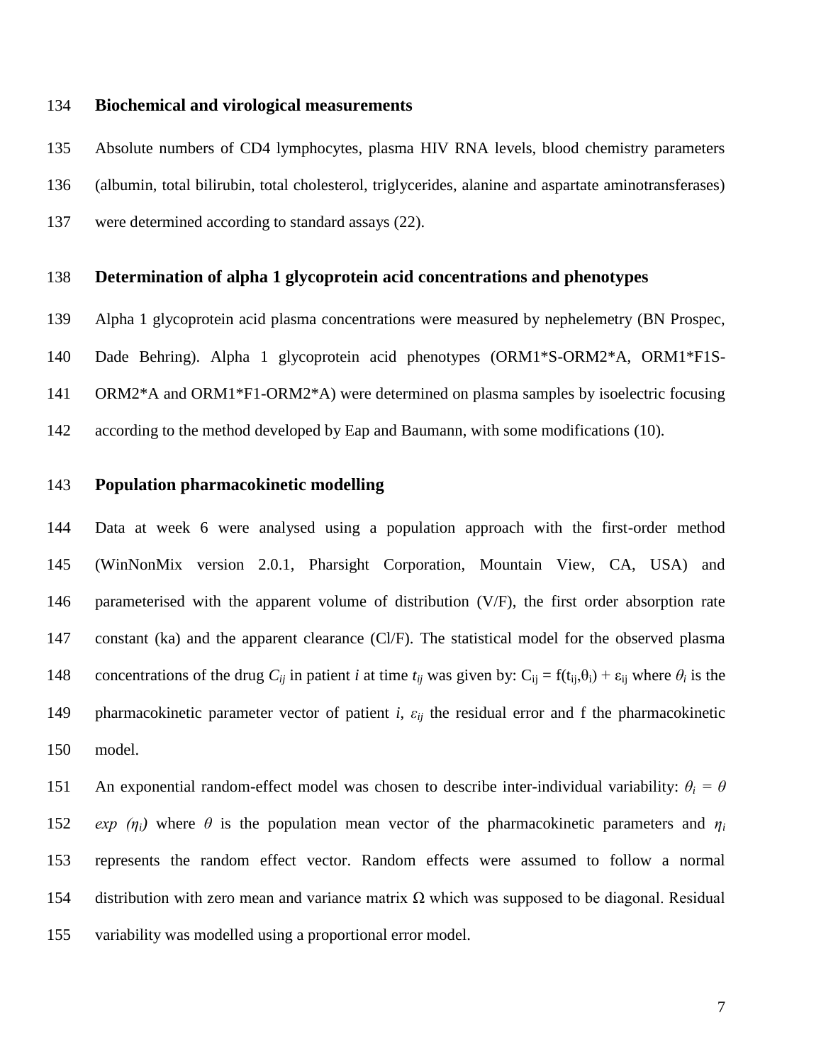## Biochemical and virological measurements

Absolute numbers of CD4 lymphocytes, plasma HIV RNA levels, blood chemistry parameters (albumin, total bilirubin, total cholesterol, triglycerides, alanine and aspartate aminotransferases) were determined according to standard assays (22).

## Determination of alpha 1 glycoprotein acid concentrations and phenotypes

Alpha 1 glycoprotein acid plasma concentrations were measured by nephelemetry (BN Prospec, Dade Behring). Alpha 1 glycoprotein acid phenotypes (ORM1*S-ORM2*A, ORM1*F1S-ORM2*A and ORM1*F1-ORM2*A) were determined on plasma samples by isoelectric focusing according to the method developed by Eap and Baumann, with some modifications (10).

## Population pharmacokinetic modelling

Data at week 6 were analysed using a population approach with the first-order method (WinNonMix version 2.0.1, Pharsight Corporation, Mountain View, CA, USA) and parameterised with the apparent volume of distribution (V/F), the first order absorption rate constant (ka) and the apparent clearance (Cl/F). The statistical model for the observed plasma concentrations of the drug $C_{ij}$ in patient $i$ at time $t_{ij}$ was given by: $C_{ij} = f(t_{ij},\theta_i) + \varepsilon_{ij}$ where $\theta_i$ is the pharmacokinetic parameter vector of patient $i$, $\varepsilon_{ij}$ the residual error and f the pharmacokinetic model.

An exponential random-effect model was chosen to describe inter-individual variability: $\theta_i = \theta \exp(\eta_i)$ where $\theta$ is the population mean vector of the pharmacokinetic parameters and $\eta_i$ represents the random effect vector. Random effects were assumed to follow a normal distribution with zero mean and variance matrix $\Omega$ which was supposed to be diagonal. Residual variability was modelled using a proportional error model.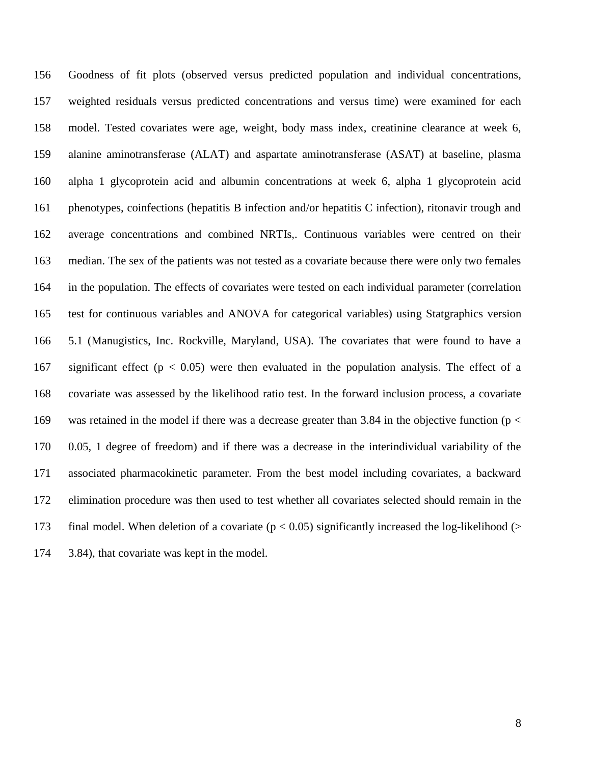Goodness of fit plots (observed versus predicted population and individual concentrations, weighted residuals versus predicted concentrations and versus time) were examined for each model. Tested covariates were age, weight, body mass index, creatinine clearance at week 6, alanine aminotransferase (ALAT) and aspartate aminotransferase (ASAT) at baseline, plasma alpha 1 glycoprotein acid and albumin concentrations at week 6, alpha 1 glycoprotein acid phenotypes, coinfections (hepatitis B infection and/or hepatitis C infection), ritonavir trough and average concentrations and combined NRTIs,. Continuous variables were centred on their median. The sex of the patients was not tested as a covariate because there were only two females in the population. The effects of covariates were tested on each individual parameter (correlation test for continuous variables and ANOVA for categorical variables) using Statgraphics version 5.1 (Manugistics, Inc. Rockville, Maryland, USA). The covariates that were found to have a significant effect ($p < 0.05$) were then evaluated in the population analysis. The effect of a covariate was assessed by the likelihood ratio test. In the forward inclusion process, a covariate was retained in the model if there was a decrease greater than 3.84 in the objective function ($p < 0.05$, 1 degree of freedom) and if there was a decrease in the interindividual variability of the associated pharmacokinetic parameter. From the best model including covariates, a backward elimination procedure was then used to test whether all covariates selected should remain in the final model. When deletion of a covariate ($p < 0.05$) significantly increased the log-likelihood ($> 3.84$), that covariate was kept in the model.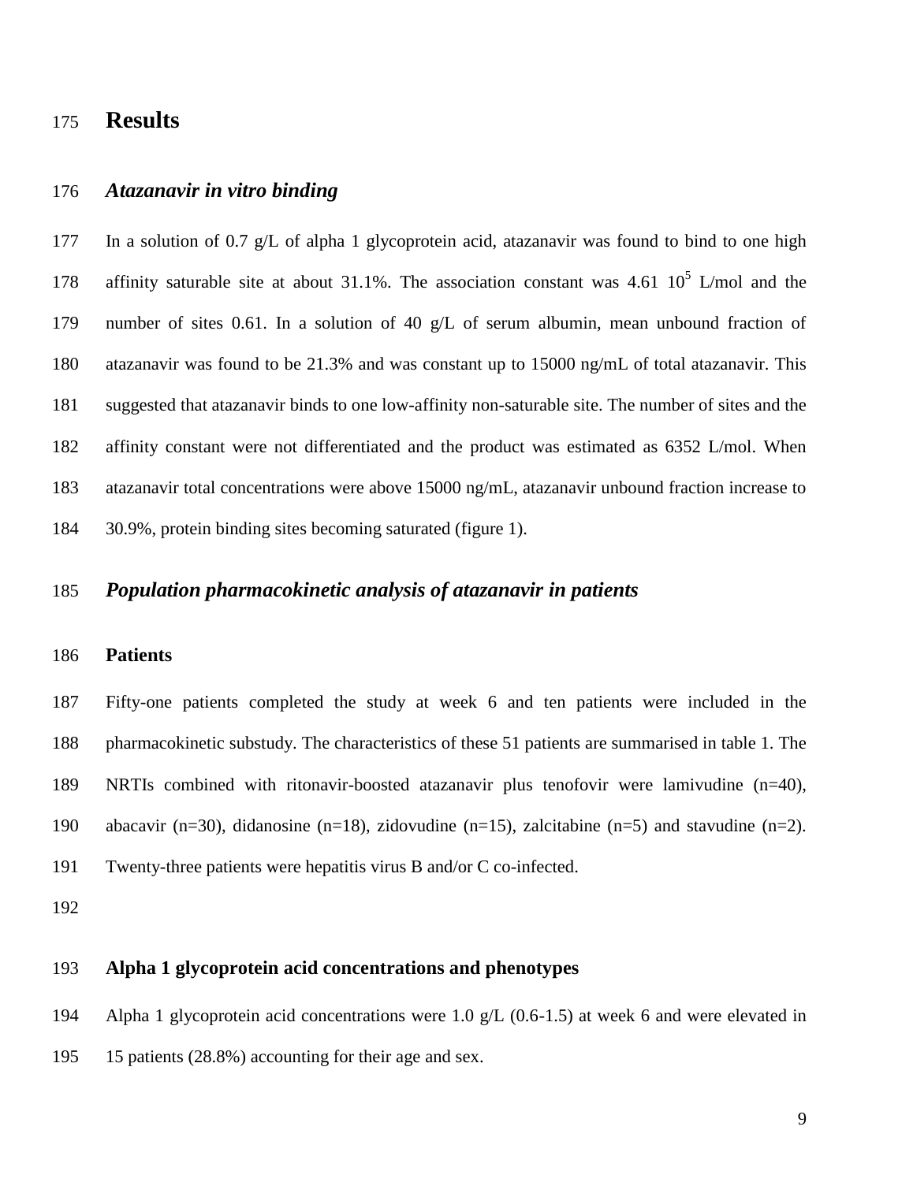# Results

## *Atazanavir in vitro binding*

In a solution of 0.7 g/L of alpha 1 glycoprotein acid, atazanavir was found to bind to one high affinity saturable site at about 31.1%. The association constant was $4.61\ 10^5$ L/mol and the number of sites 0.61. In a solution of 40 g/L of serum albumin, mean unbound fraction of atazanavir was found to be 21.3% and was constant up to 15000 ng/mL of total atazanavir. This suggested that atazanavir binds to one low-affinity non-saturable site. The number of sites and the affinity constant were not differentiated and the product was estimated as 6352 L/mol. When atazanavir total concentrations were above 15000 ng/mL, atazanavir unbound fraction increase to 30.9%, protein binding sites becoming saturated (figure 1).

## *Population pharmacokinetic analysis of atazanavir in patients*

### Patients

Fifty-one patients completed the study at week 6 and ten patients were included in the pharmacokinetic substudy. The characteristics of these 51 patients are summarised in table 1. The NRTIs combined with ritonavir-boosted atazanavir plus tenofovir were lamivudine (n=40), abacavir (n=30), didanosine (n=18), zidovudine (n=15), zalcitabine (n=5) and stavudine (n=2). Twenty-three patients were hepatitis virus B and/or C co-infected.

### Alpha 1 glycoprotein acid concentrations and phenotypes

Alpha 1 glycoprotein acid concentrations were 1.0 g/L (0.6-1.5) at week 6 and were elevated in 15 patients (28.8%) accounting for their age and sex.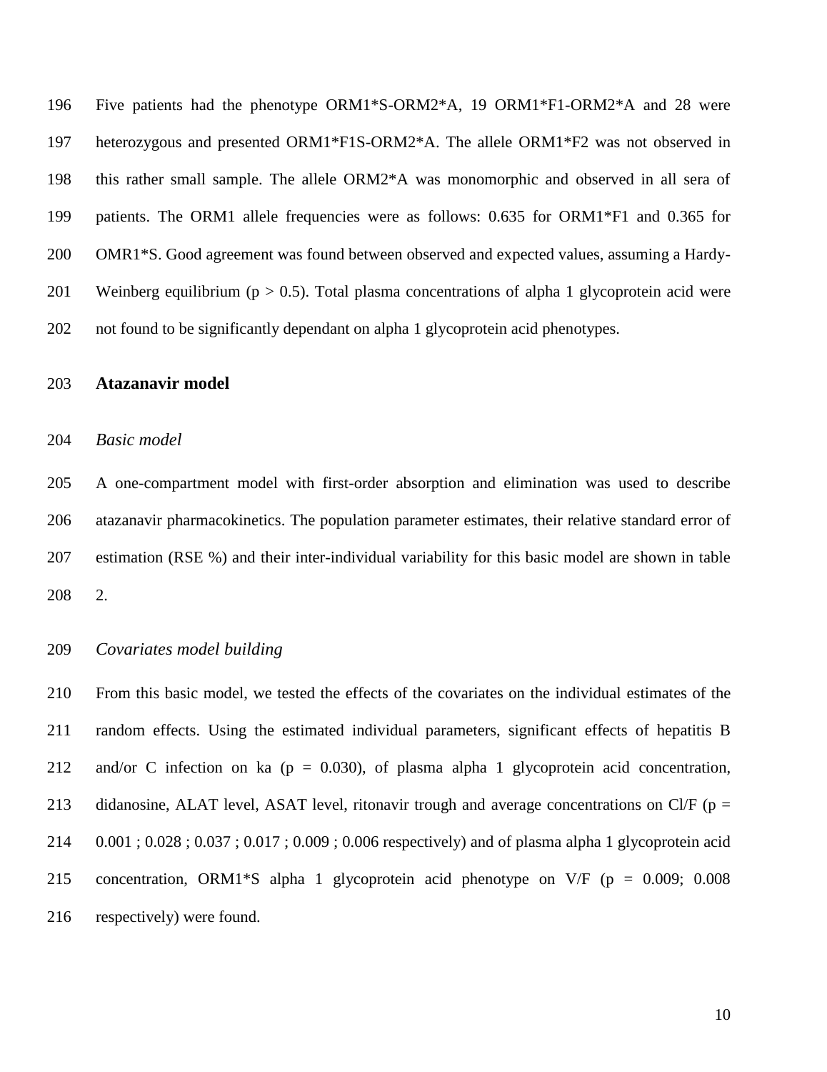Five patients had the phenotype ORM1*S-ORM2*A, 19 ORM1*F1-ORM2*A and 28 were heterozygous and presented ORM1*F1S-ORM2*A. The allele ORM1*F2 was not observed in this rather small sample. The allele ORM2*A was monomorphic and observed in all sera of patients. The ORM1 allele frequencies were as follows: 0.635 for ORM1*F1 and 0.365 for OMR1*S. Good agreement was found between observed and expected values, assuming a Hardy-Weinberg equilibrium ($p > 0.5$). Total plasma concentrations of alpha 1 glycoprotein acid were not found to be significantly dependant on alpha 1 glycoprotein acid phenotypes.

## Atazanavir model

### *Basic model*

A one-compartment model with first-order absorption and elimination was used to describe atazanavir pharmacokinetics. The population parameter estimates, their relative standard error of estimation (RSE %) and their inter-individual variability for this basic model are shown in table 2.

### *Covariates model building*

From this basic model, we tested the effects of the covariates on the individual estimates of the random effects. Using the estimated individual parameters, significant effects of hepatitis B and/or C infection on ka ($p = 0.030$), of plasma alpha 1 glycoprotein acid concentration, didanosine, ALAT level, ASAT level, ritonavir trough and average concentrations on Cl/F ($p =$ 0.001 ; 0.028 ; 0.037 ; 0.017 ; 0.009 ; 0.006 respectively) and of plasma alpha 1 glycoprotein acid concentration, ORM1*S alpha 1 glycoprotein acid phenotype on V/F ($p = 0.009$; 0.008 respectively) were found.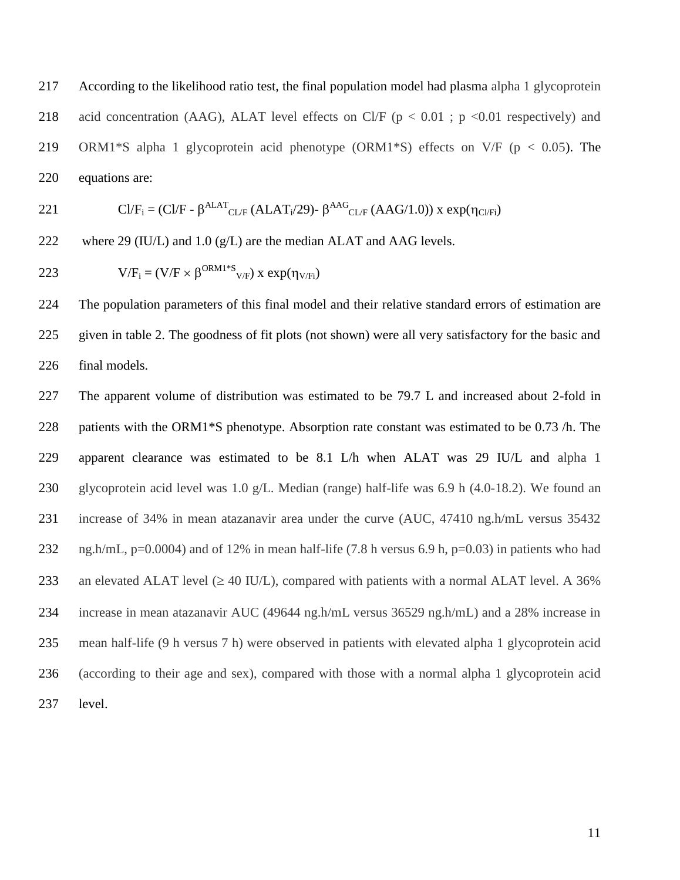According to the likelihood ratio test, the final population model had plasma alpha 1 glycoprotein acid concentration (AAG), ALAT level effects on Cl/F ($p < 0.01$ ; $p < 0.01$ respectively) and ORM1*S alpha 1 glycoprotein acid phenotype (ORM1*S) effects on V/F ($p < 0.05$). The equations are:

$$Cl/F_i = (Cl/F - \beta^{ALAT}_{CL/F}\ (ALAT_i/29) - \beta^{AAG}_{CL/F}\ (AAG/1.0)) \times \exp(\eta_{Cl/Fi})$$

where 29 (IU/L) and 1.0 (g/L) are the median ALAT and AAG levels.

$$V/F_i = (V/F \times \beta^{ORM1*S}_{V/F}) \times \exp(\eta_{V/Fi})$$

The population parameters of this final model and their relative standard errors of estimation are given in table 2. The goodness of fit plots (not shown) were all very satisfactory for the basic and final models.

The apparent volume of distribution was estimated to be 79.7 L and increased about 2-fold in patients with the ORM1*S phenotype. Absorption rate constant was estimated to be 0.73 /h. The apparent clearance was estimated to be 8.1 L/h when ALAT was 29 IU/L and alpha 1 glycoprotein acid level was 1.0 g/L. Median (range) half-life was 6.9 h (4.0-18.2). We found an increase of 34% in mean atazanavir area under the curve (AUC, 47410 ng.h/mL versus 35432 ng.h/mL, $p=0.0004$) and of 12% in mean half-life (7.8 h versus 6.9 h, $p=0.03$) in patients who had an elevated ALAT level ($\geq$ 40 IU/L), compared with patients with a normal ALAT level. A 36% increase in mean atazanavir AUC (49644 ng.h/mL versus 36529 ng.h/mL) and a 28% increase in mean half-life (9 h versus 7 h) were observed in patients with elevated alpha 1 glycoprotein acid (according to their age and sex), compared with those with a normal alpha 1 glycoprotein acid level.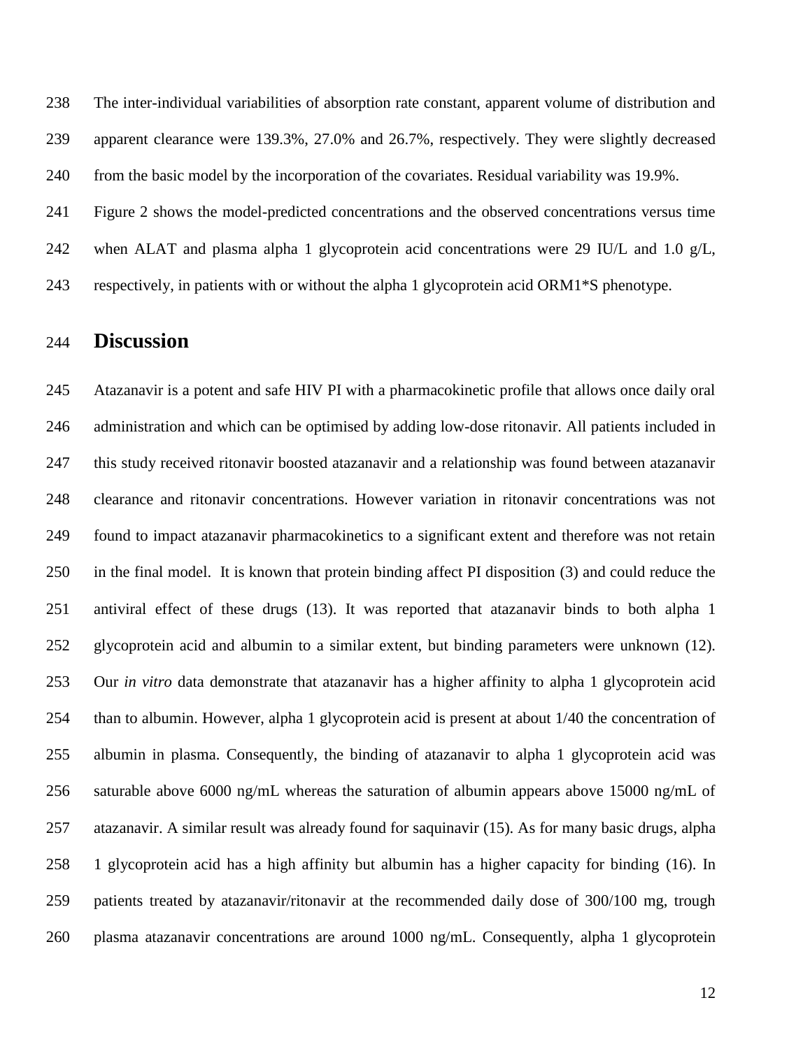The inter-individual variabilities of absorption rate constant, apparent volume of distribution and apparent clearance were 139.3%, 27.0% and 26.7%, respectively. They were slightly decreased from the basic model by the incorporation of the covariates. Residual variability was 19.9%.

Figure 2 shows the model-predicted concentrations and the observed concentrations versus time when ALAT and plasma alpha 1 glycoprotein acid concentrations were 29 IU/L and 1.0 g/L, respectively, in patients with or without the alpha 1 glycoprotein acid ORM1*S phenotype.

## Discussion

Atazanavir is a potent and safe HIV PI with a pharmacokinetic profile that allows once daily oral administration and which can be optimised by adding low-dose ritonavir. All patients included in this study received ritonavir boosted atazanavir and a relationship was found between atazanavir clearance and ritonavir concentrations. However variation in ritonavir concentrations was not found to impact atazanavir pharmacokinetics to a significant extent and therefore was not retain in the final model. It is known that protein binding affect PI disposition (3) and could reduce the antiviral effect of these drugs (13). It was reported that atazanavir binds to both alpha 1 glycoprotein acid and albumin to a similar extent, but binding parameters were unknown (12). Our *in vitro* data demonstrate that atazanavir has a higher affinity to alpha 1 glycoprotein acid than to albumin. However, alpha 1 glycoprotein acid is present at about 1/40 the concentration of albumin in plasma. Consequently, the binding of atazanavir to alpha 1 glycoprotein acid was saturable above 6000 ng/mL whereas the saturation of albumin appears above 15000 ng/mL of atazanavir. A similar result was already found for saquinavir (15). As for many basic drugs, alpha 1 glycoprotein acid has a high affinity but albumin has a higher capacity for binding (16). In patients treated by atazanavir/ritonavir at the recommended daily dose of 300/100 mg, trough plasma atazanavir concentrations are around 1000 ng/mL. Consequently, alpha 1 glycoprotein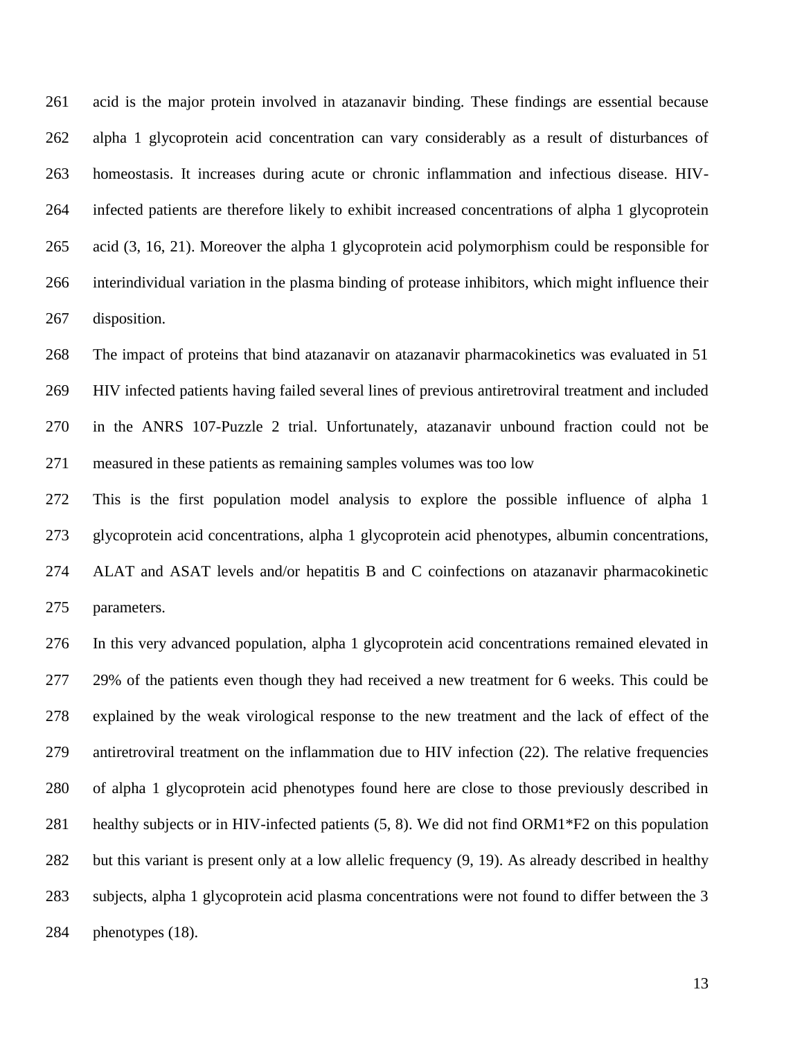acid is the major protein involved in atazanavir binding. These findings are essential because alpha 1 glycoprotein acid concentration can vary considerably as a result of disturbances of homeostasis. It increases during acute or chronic inflammation and infectious disease. HIV-infected patients are therefore likely to exhibit increased concentrations of alpha 1 glycoprotein acid (3, 16, 21). Moreover the alpha 1 glycoprotein acid polymorphism could be responsible for interindividual variation in the plasma binding of protease inhibitors, which might influence their disposition.

The impact of proteins that bind atazanavir on atazanavir pharmacokinetics was evaluated in 51 HIV infected patients having failed several lines of previous antiretroviral treatment and included in the ANRS 107-Puzzle 2 trial. Unfortunately, atazanavir unbound fraction could not be measured in these patients as remaining samples volumes was too low

This is the first population model analysis to explore the possible influence of alpha 1 glycoprotein acid concentrations, alpha 1 glycoprotein acid phenotypes, albumin concentrations, ALAT and ASAT levels and/or hepatitis B and C coinfections on atazanavir pharmacokinetic parameters.

In this very advanced population, alpha 1 glycoprotein acid concentrations remained elevated in 29% of the patients even though they had received a new treatment for 6 weeks. This could be explained by the weak virological response to the new treatment and the lack of effect of the antiretroviral treatment on the inflammation due to HIV infection (22). The relative frequencies of alpha 1 glycoprotein acid phenotypes found here are close to those previously described in healthy subjects or in HIV-infected patients (5, 8). We did not find ORM1*F2 on this population but this variant is present only at a low allelic frequency (9, 19). As already described in healthy subjects, alpha 1 glycoprotein acid plasma concentrations were not found to differ between the 3 phenotypes (18).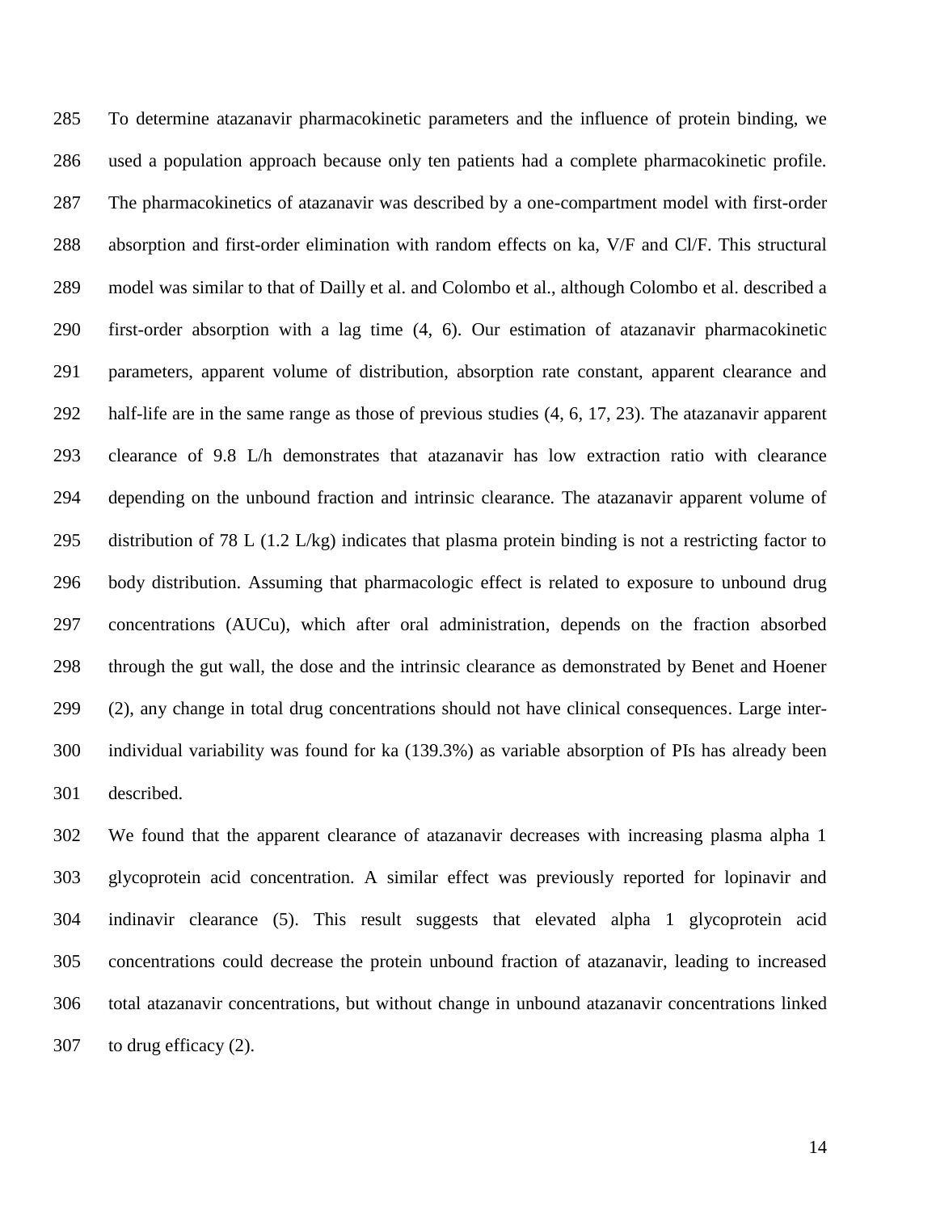To determine atazanavir pharmacokinetic parameters and the influence of protein binding, we used a population approach because only ten patients had a complete pharmacokinetic profile. The pharmacokinetics of atazanavir was described by a one-compartment model with first-order absorption and first-order elimination with random effects on ka, V/F and Cl/F. This structural model was similar to that of Dailly et al. and Colombo et al., although Colombo et al. described a first-order absorption with a lag time (4, 6). Our estimation of atazanavir pharmacokinetic parameters, apparent volume of distribution, absorption rate constant, apparent clearance and half-life are in the same range as those of previous studies (4, 6, 17, 23). The atazanavir apparent clearance of 9.8 L/h demonstrates that atazanavir has low extraction ratio with clearance depending on the unbound fraction and intrinsic clearance. The atazanavir apparent volume of distribution of 78 L (1.2 L/kg) indicates that plasma protein binding is not a restricting factor to body distribution. Assuming that pharmacologic effect is related to exposure to unbound drug concentrations (AUCu), which after oral administration, depends on the fraction absorbed through the gut wall, the dose and the intrinsic clearance as demonstrated by Benet and Hoener (2), any change in total drug concentrations should not have clinical consequences. Large inter-individual variability was found for ka (139.3%) as variable absorption of PIs has already been described.

We found that the apparent clearance of atazanavir decreases with increasing plasma alpha 1 glycoprotein acid concentration. A similar effect was previously reported for lopinavir and indinavir clearance (5). This result suggests that elevated alpha 1 glycoprotein acid concentrations could decrease the protein unbound fraction of atazanavir, leading to increased total atazanavir concentrations, but without change in unbound atazanavir concentrations linked to drug efficacy (2).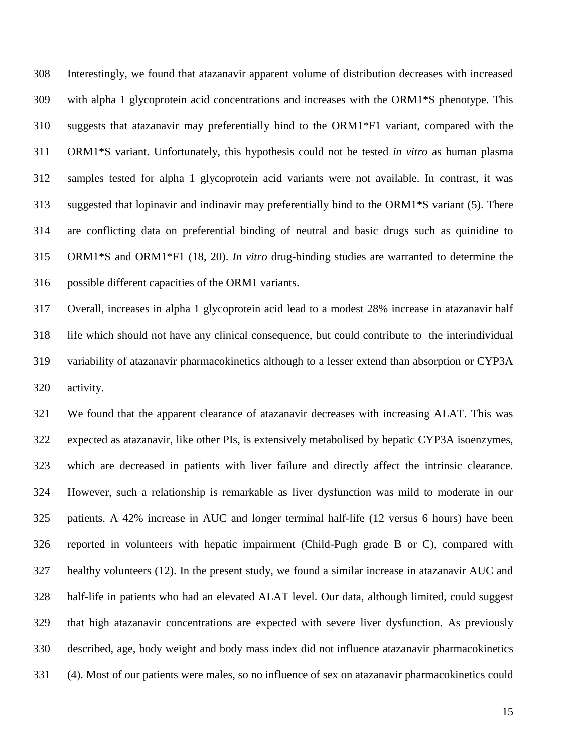Interestingly, we found that atazanavir apparent volume of distribution decreases with increased with alpha 1 glycoprotein acid concentrations and increases with the ORM1*S phenotype. This suggests that atazanavir may preferentially bind to the ORM1*F1 variant, compared with the ORM1*S variant. Unfortunately, this hypothesis could not be tested *in vitro* as human plasma samples tested for alpha 1 glycoprotein acid variants were not available. In contrast, it was suggested that lopinavir and indinavir may preferentially bind to the ORM1*S variant (5). There are conflicting data on preferential binding of neutral and basic drugs such as quinidine to ORM1*S and ORM1*F1 (18, 20). *In vitro* drug-binding studies are warranted to determine the possible different capacities of the ORM1 variants.

Overall, increases in alpha 1 glycoprotein acid lead to a modest 28% increase in atazanavir half life which should not have any clinical consequence, but could contribute to the interindividual variability of atazanavir pharmacokinetics although to a lesser extend than absorption or CYP3A activity.

We found that the apparent clearance of atazanavir decreases with increasing ALAT. This was expected as atazanavir, like other PIs, is extensively metabolised by hepatic CYP3A isoenzymes, which are decreased in patients with liver failure and directly affect the intrinsic clearance. However, such a relationship is remarkable as liver dysfunction was mild to moderate in our patients. A 42% increase in AUC and longer terminal half-life (12 versus 6 hours) have been reported in volunteers with hepatic impairment (Child-Pugh grade B or C), compared with healthy volunteers (12). In the present study, we found a similar increase in atazanavir AUC and half-life in patients who had an elevated ALAT level. Our data, although limited, could suggest that high atazanavir concentrations are expected with severe liver dysfunction. As previously described, age, body weight and body mass index did not influence atazanavir pharmacokinetics (4). Most of our patients were males, so no influence of sex on atazanavir pharmacokinetics could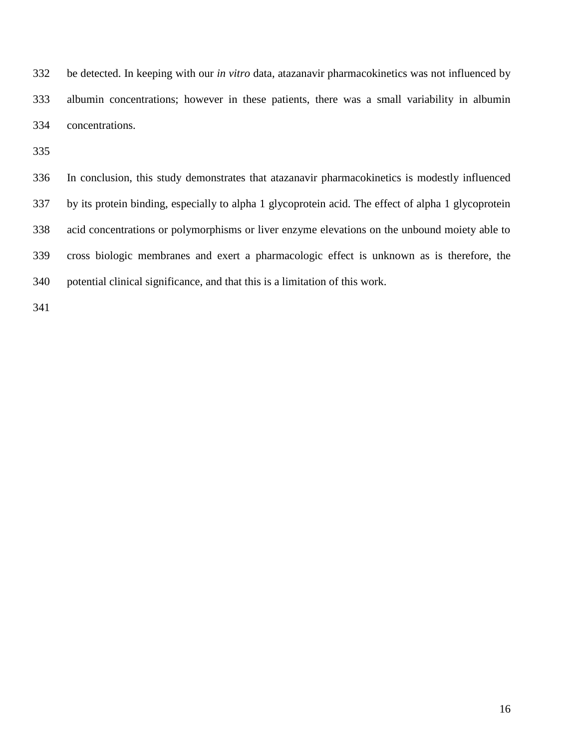be detected. In keeping with our *in vitro* data, atazanavir pharmacokinetics was not influenced by albumin concentrations; however in these patients, there was a small variability in albumin concentrations.

In conclusion, this study demonstrates that atazanavir pharmacokinetics is modestly influenced by its protein binding, especially to alpha 1 glycoprotein acid. The effect of alpha 1 glycoprotein acid concentrations or polymorphisms or liver enzyme elevations on the unbound moiety able to cross biologic membranes and exert a pharmacologic effect is unknown as is therefore, the potential clinical significance, and that this is a limitation of this work.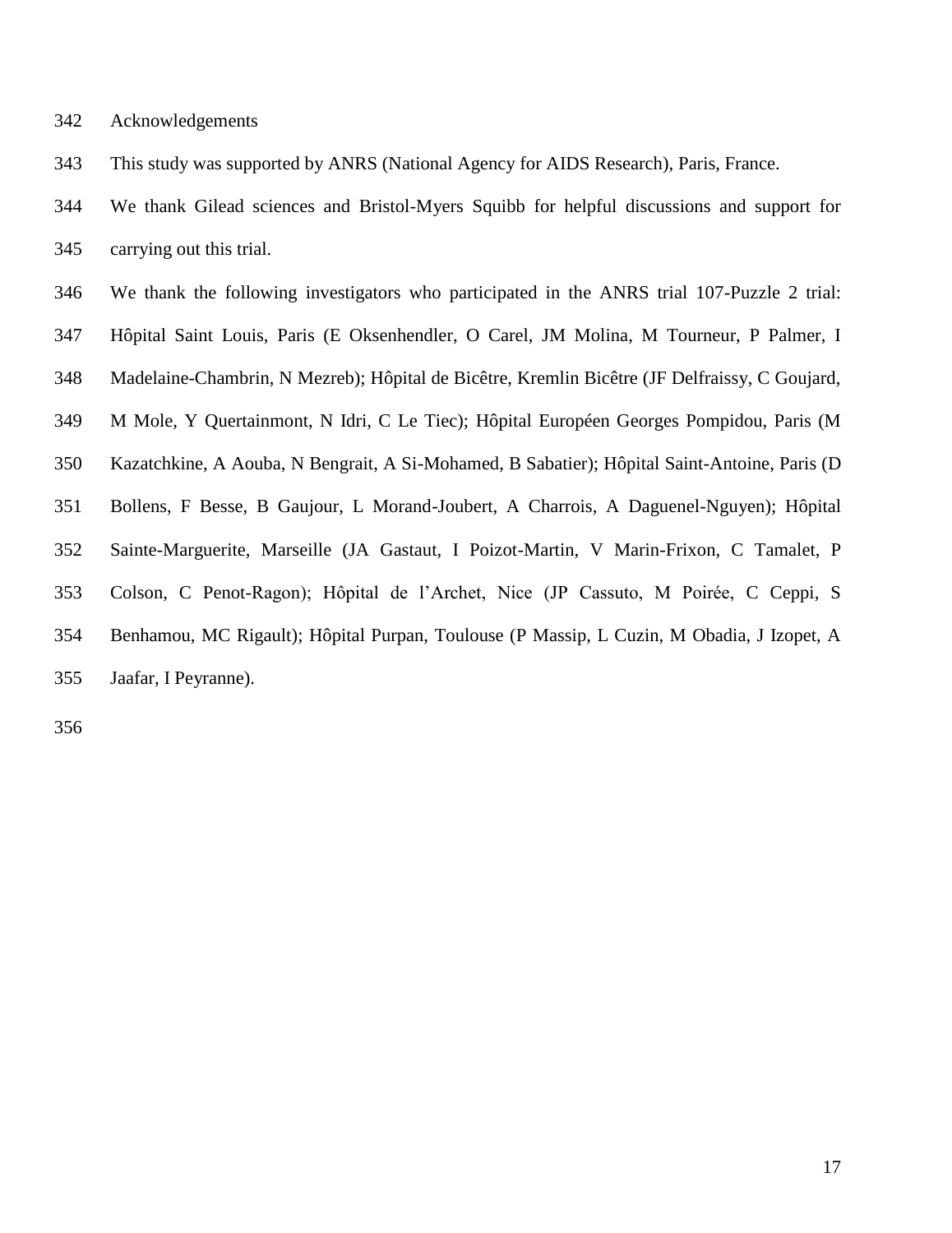## Acknowledgements

This study was supported by ANRS (National Agency for AIDS Research), Paris, France.

We thank Gilead sciences and Bristol-Myers Squibb for helpful discussions and support for carrying out this trial.

We thank the following investigators who participated in the ANRS trial 107-Puzzle 2 trial: Hôpital Saint Louis, Paris (E Oksenhendler, O Carel, JM Molina, M Tourneur, P Palmer, I Madelaine-Chambrin, N Mezreb); Hôpital de Bicêtre, Kremlin Bicêtre (JF Delfraissy, C Goujard, M Mole, Y Quertainmont, N Idri, C Le Tiec); Hôpital Européen Georges Pompidou, Paris (M Kazatchkine, A Aouba, N Bengrait, A Si-Mohamed, B Sabatier); Hôpital Saint-Antoine, Paris (D Bollens, F Besse, B Gaujour, L Morand-Joubert, A Charrois, A Daguenel-Nguyen); Hôpital Sainte-Marguerite, Marseille (JA Gastaut, I Poizot-Martin, V Marin-Frixon, C Tamalet, P Colson, C Penot-Ragon); Hôpital de l'Archet, Nice (JP Cassuto, M Poirée, C Ceppi, S Benhamou, MC Rigault); Hôpital Purpan, Toulouse (P Massip, L Cuzin, M Obadia, J Izopet, A Jaafar, I Peyranne).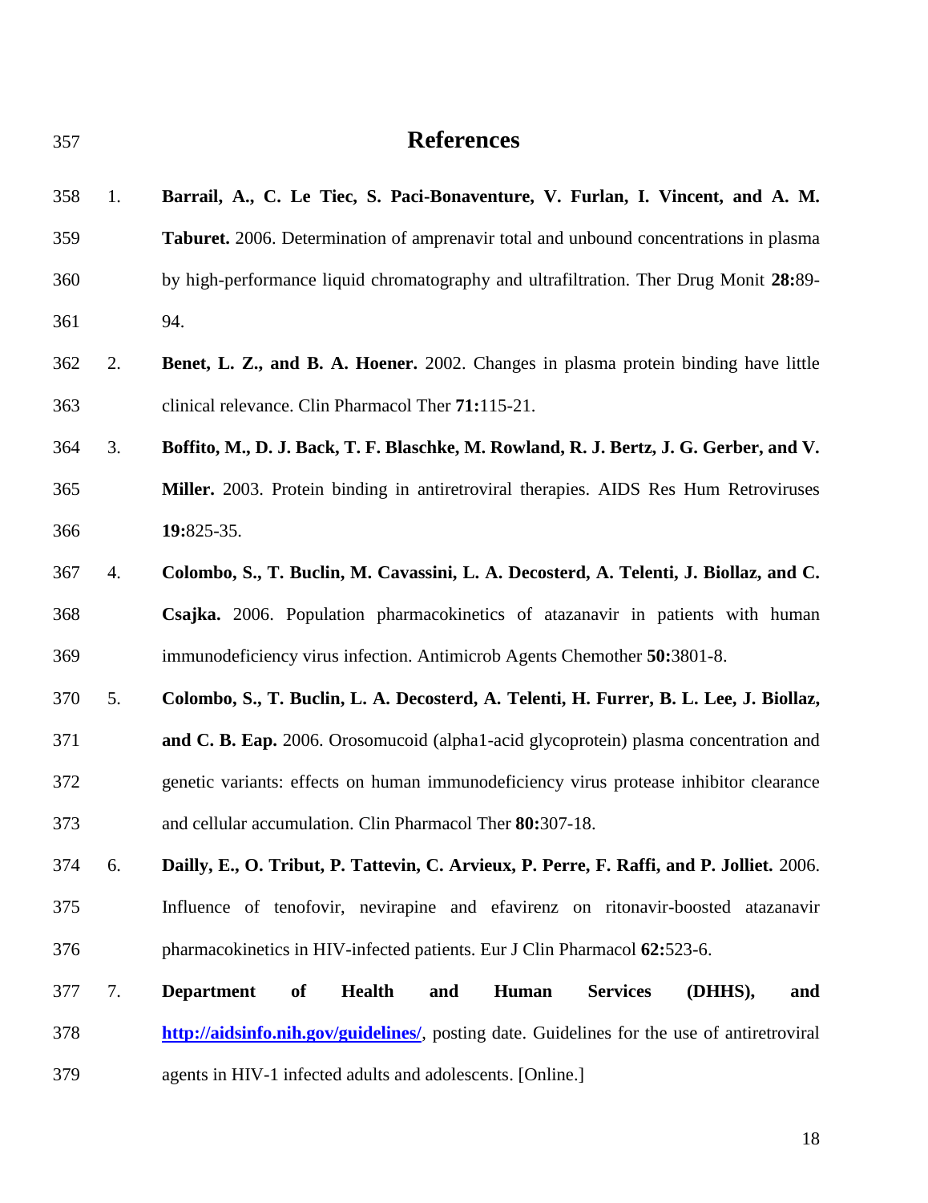# References

1. **Barrail, A., C. Le Tiec, S. Paci-Bonaventure, V. Furlan, I. Vincent, and A. M. Taburet.** 2006. Determination of amprenavir total and unbound concentrations in plasma by high-performance liquid chromatography and ultrafiltration. Ther Drug Monit **28:**89-94.
2. **Benet, L. Z., and B. A. Hoener.** 2002. Changes in plasma protein binding have little clinical relevance. Clin Pharmacol Ther **71:**115-21.
3. **Boffito, M., D. J. Back, T. F. Blaschke, M. Rowland, R. J. Bertz, J. G. Gerber, and V. Miller.** 2003. Protein binding in antiretroviral therapies. AIDS Res Hum Retroviruses **19:**825-35.
4. **Colombo, S., T. Buclin, M. Cavassini, L. A. Decosterd, A. Telenti, J. Biollaz, and C. Csajka.** 2006. Population pharmacokinetics of atazanavir in patients with human immunodeficiency virus infection. Antimicrob Agents Chemother **50:**3801-8.
5. **Colombo, S., T. Buclin, L. A. Decosterd, A. Telenti, H. Furrer, B. L. Lee, J. Biollaz, and C. B. Eap.** 2006. Orosomucoid (alpha1-acid glycoprotein) plasma concentration and genetic variants: effects on human immunodeficiency virus protease inhibitor clearance and cellular accumulation. Clin Pharmacol Ther **80:**307-18.
6. **Dailly, E., O. Tribut, P. Tattevin, C. Arvieux, P. Perre, F. Raffi, and P. Jolliet.** 2006. Influence of tenofovir, nevirapine and efavirenz on ritonavir-boosted atazanavir pharmacokinetics in HIV-infected patients. Eur J Clin Pharmacol **62:**523-6.
7. **Department of Health and Human Services (DHHS), and http://aidsinfo.nih.gov/guidelines/**, posting date. Guidelines for the use of antiretroviral agents in HIV-1 infected adults and adolescents. [Online.]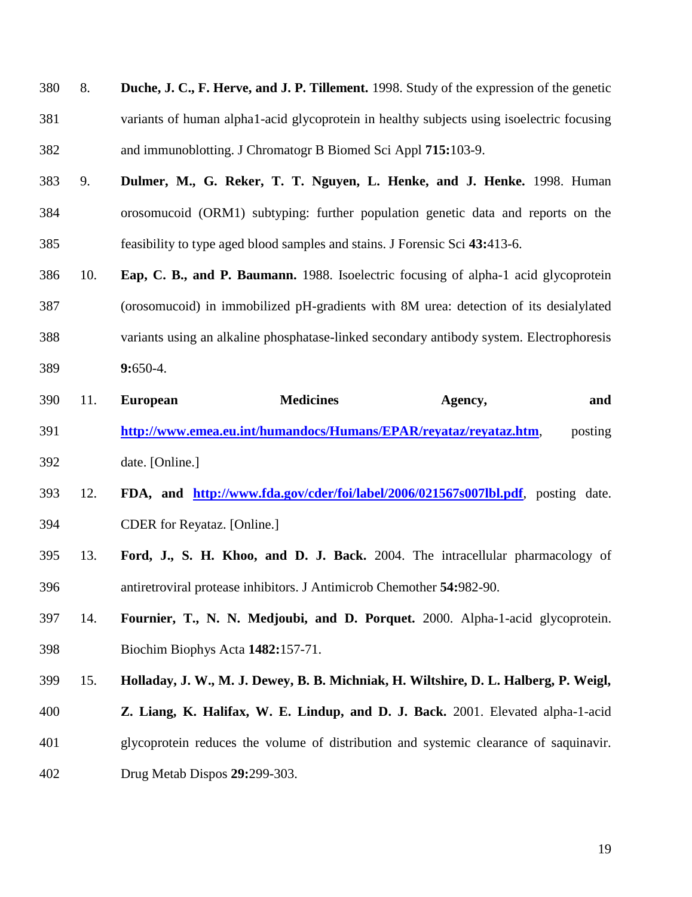8. **Duche, J. C., F. Herve, and J. P. Tillement.** 1998. Study of the expression of the genetic variants of human alpha1-acid glycoprotein in healthy subjects using isoelectric focusing and immunoblotting. J Chromatogr B Biomed Sci Appl **715:**103-9.

9. **Dulmer, M., G. Reker, T. T. Nguyen, L. Henke, and J. Henke.** 1998. Human orosomucoid (ORM1) subtyping: further population genetic data and reports on the feasibility to type aged blood samples and stains. J Forensic Sci **43:**413-6.

10. **Eap, C. B., and P. Baumann.** 1988. Isoelectric focusing of alpha-1 acid glycoprotein (orosomucoid) in immobilized pH-gradients with 8M urea: detection of its desialylated variants using an alkaline phosphatase-linked secondary antibody system. Electrophoresis **9:**650-4.

11. **European Medicines Agency, and [http://www.emea.eu.int/humandocs/Humans/EPAR/reyataz/reyataz.htm](http://www.emea.eu.int/humandocs/Humans/EPAR/reyataz/reyataz.htm)**, posting date. [Online.]

12. **FDA, and [http://www.fda.gov/cder/foi/label/2006/021567s007lbl.pdf](http://www.fda.gov/cder/foi/label/2006/021567s007lbl.pdf)**, posting date. CDER for Reyataz. [Online.]

13. **Ford, J., S. H. Khoo, and D. J. Back.** 2004. The intracellular pharmacology of antiretroviral protease inhibitors. J Antimicrob Chemother **54:**982-90.

14. **Fournier, T., N. N. Medjoubi, and D. Porquet.** 2000. Alpha-1-acid glycoprotein. Biochim Biophys Acta **1482:**157-71.

15. **Holladay, J. W., M. J. Dewey, B. B. Michniak, H. Wiltshire, D. L. Halberg, P. Weigl, Z. Liang, K. Halifax, W. E. Lindup, and D. J. Back.** 2001. Elevated alpha-1-acid glycoprotein reduces the volume of distribution and systemic clearance of saquinavir. Drug Metab Dispos **29:**299-303.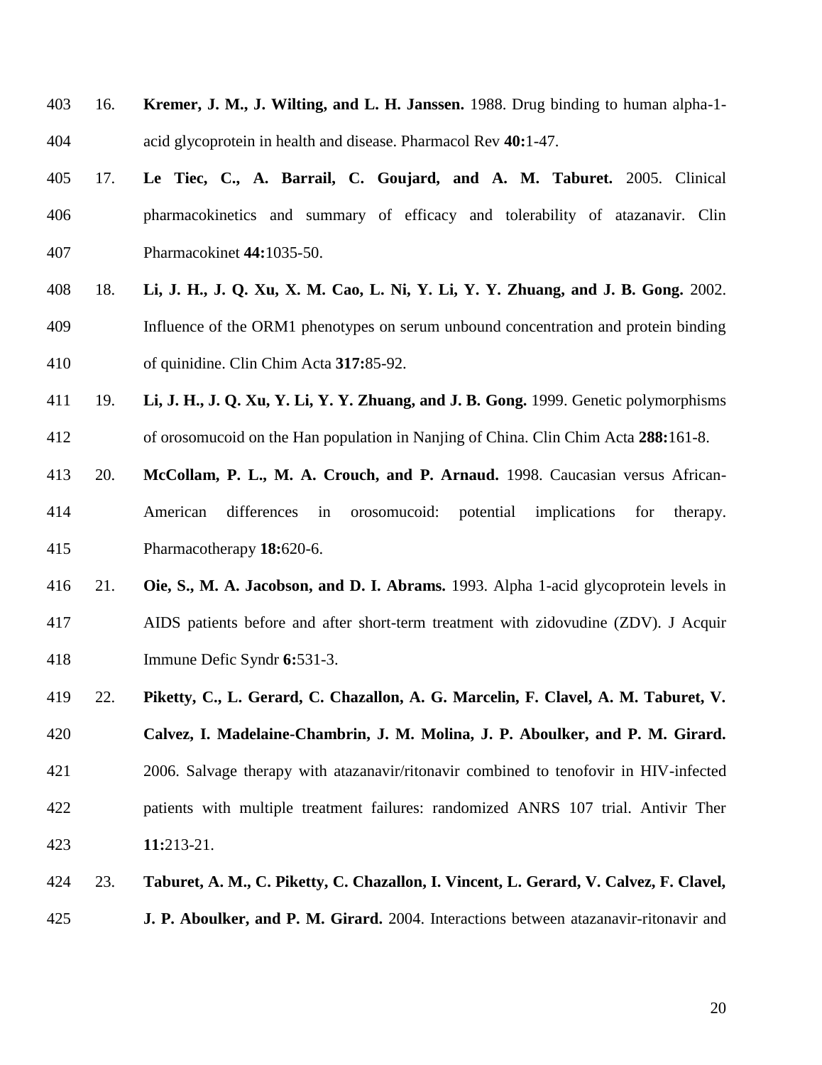16. **Kremer, J. M., J. Wilting, and L. H. Janssen.** 1988. Drug binding to human alpha-1-acid glycoprotein in health and disease. Pharmacol Rev **40:**1-47.

17. **Le Tiec, C., A. Barrail, C. Goujard, and A. M. Taburet.** 2005. Clinical pharmacokinetics and summary of efficacy and tolerability of atazanavir. Clin Pharmacokinet **44:**1035-50.

18. **Li, J. H., J. Q. Xu, X. M. Cao, L. Ni, Y. Li, Y. Y. Zhuang, and J. B. Gong.** 2002. Influence of the ORM1 phenotypes on serum unbound concentration and protein binding of quinidine. Clin Chim Acta **317:**85-92.

19. **Li, J. H., J. Q. Xu, Y. Li, Y. Y. Zhuang, and J. B. Gong.** 1999. Genetic polymorphisms of orosomucoid on the Han population in Nanjing of China. Clin Chim Acta **288:**161-8.

20. **McCollam, P. L., M. A. Crouch, and P. Arnaud.** 1998. Caucasian versus African-American differences in orosomucoid: potential implications for therapy. Pharmacotherapy **18:**620-6.

21. **Oie, S., M. A. Jacobson, and D. I. Abrams.** 1993. Alpha 1-acid glycoprotein levels in AIDS patients before and after short-term treatment with zidovudine (ZDV). J Acquir Immune Defic Syndr **6:**531-3.

22. **Piketty, C., L. Gerard, C. Chazallon, A. G. Marcelin, F. Clavel, A. M. Taburet, V. Calvez, I. Madelaine-Chambrin, J. M. Molina, J. P. Aboulker, and P. M. Girard.** 2006. Salvage therapy with atazanavir/ritonavir combined to tenofovir in HIV-infected patients with multiple treatment failures: randomized ANRS 107 trial. Antivir Ther **11:**213-21.

23. **Taburet, A. M., C. Piketty, C. Chazallon, I. Vincent, L. Gerard, V. Calvez, F. Clavel, J. P. Aboulker, and P. M. Girard.** 2004. Interactions between atazanavir-ritonavir and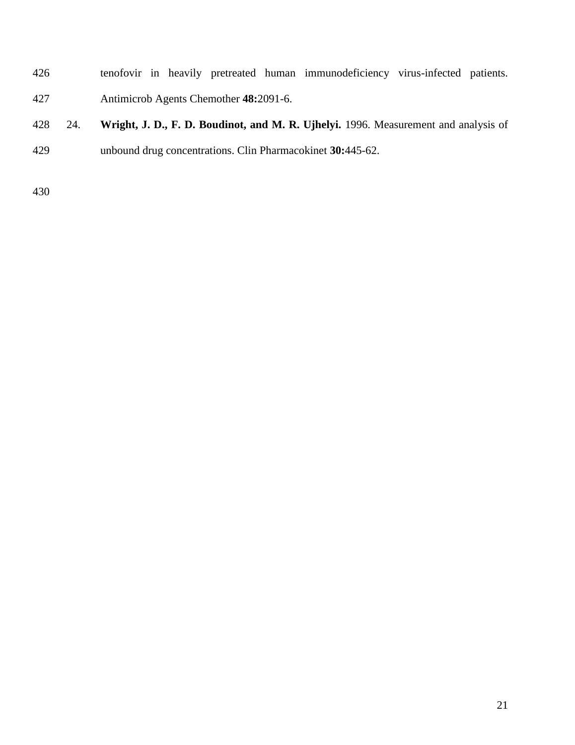tenofovir in heavily pretreated human immunodeficiency virus-infected patients. Antimicrob Agents Chemother **48:**2091-6.

24. **Wright, J. D., F. D. Boudinot, and M. R. Ujhelyi.** 1996. Measurement and analysis of unbound drug concentrations. Clin Pharmacokinet **30:**445-62.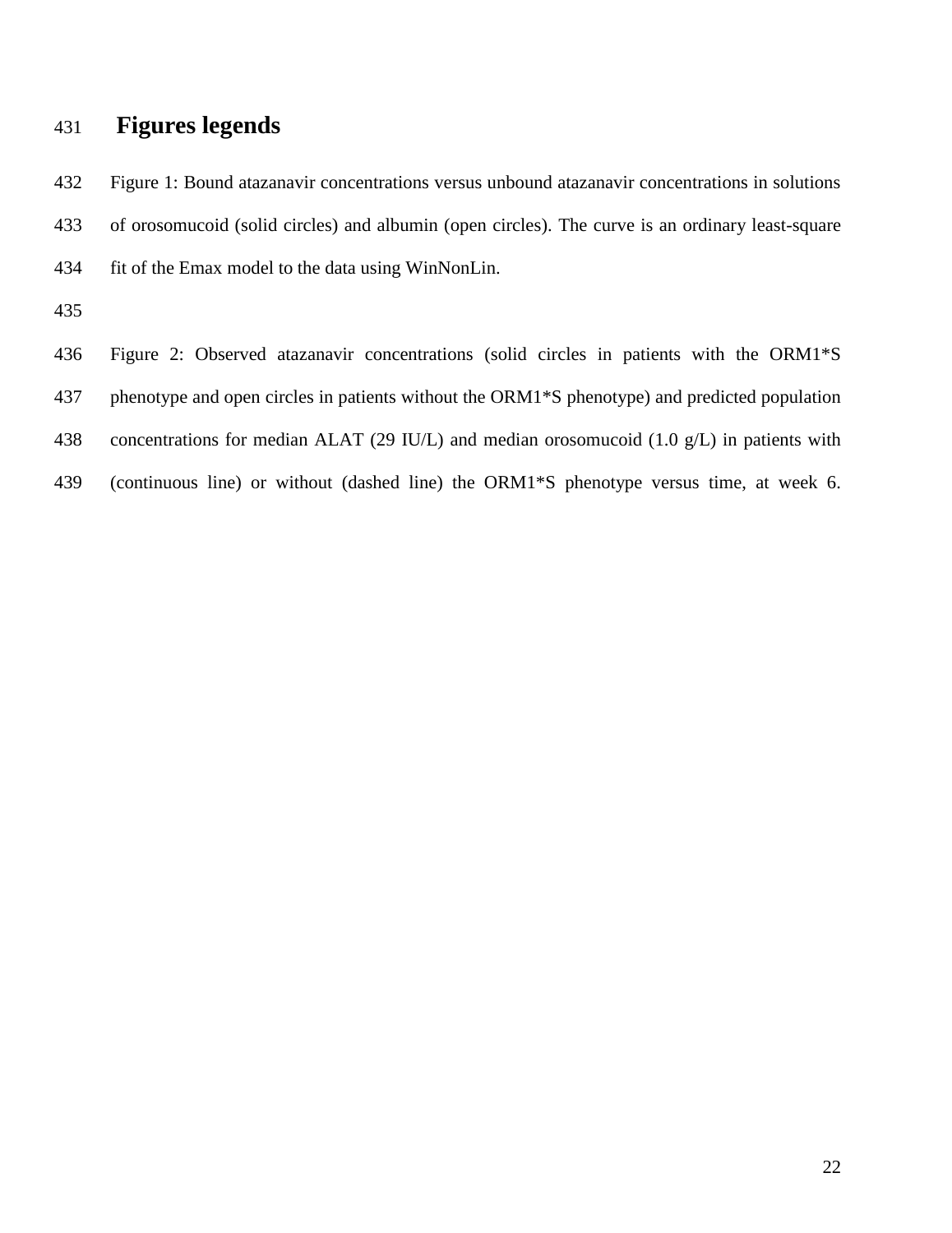# Figures legends

Figure 1: Bound atazanavir concentrations versus unbound atazanavir concentrations in solutions of orosomucoid (solid circles) and albumin (open circles). The curve is an ordinary least-square fit of the Emax model to the data using WinNonLin.

Figure 2: Observed atazanavir concentrations (solid circles in patients with the ORM1*S phenotype and open circles in patients without the ORM1*S phenotype) and predicted population concentrations for median ALAT (29 IU/L) and median orosomucoid (1.0 g/L) in patients with (continuous line) or without (dashed line) the ORM1*S phenotype versus time, at week 6.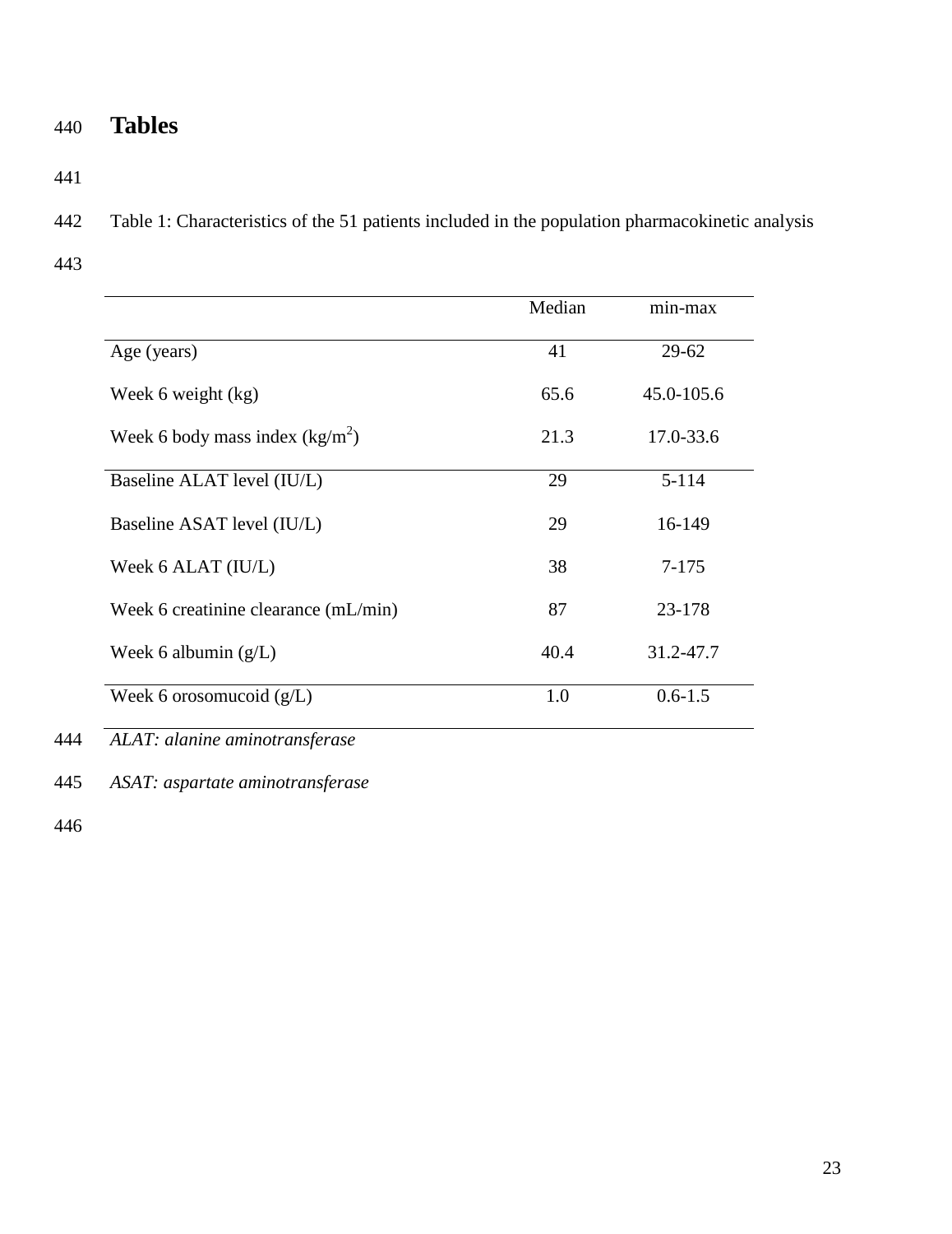# Tables

Table 1: Characteristics of the 51 patients included in the population pharmacokinetic analysis

| | Median | min-max |
|---|---|---|
| Age (years) | 41 | 29-62 |
| Week 6 weight (kg) | 65.6 | 45.0-105.6 |
| Week 6 body mass index ($kg/m^2$) | 21.3 | 17.0-33.6 |
| Baseline ALAT level (IU/L) | 29 | 5-114 |
| Baseline ASAT level (IU/L) | 29 | 16-149 |
| Week 6 ALAT (IU/L) | 38 | 7-175 |
| Week 6 creatinine clearance (mL/min) | 87 | 23-178 |
| Week 6 albumin (g/L) | 40.4 | 31.2-47.7 |
| Week 6 orosomucoid (g/L) | 1.0 | 0.6-1.5 |

*ALAT: alanine aminotransferase*

*ASAT: aspartate aminotransferase*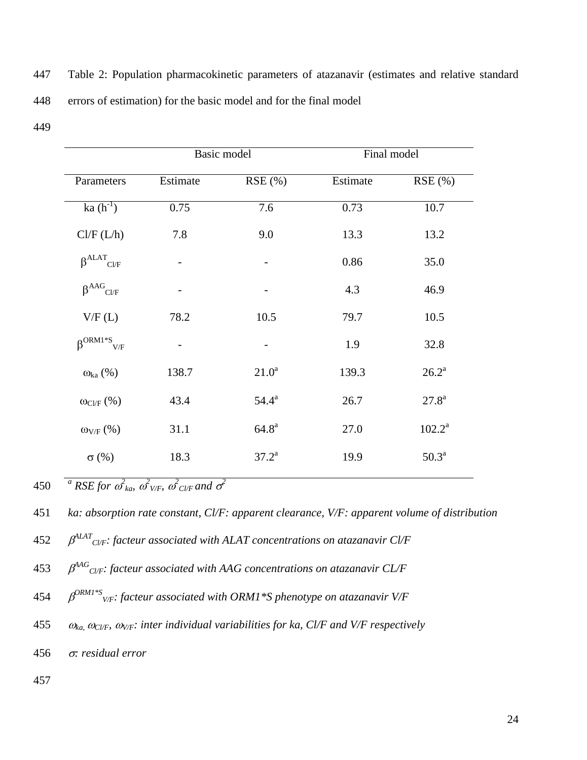Table 2: Population pharmacokinetic parameters of atazanavir (estimates and relative standard errors of estimation) for the basic model and for the final model

| | Basic model | | Final model | |
|---|---|---|---|---|
| Parameters | Estimate | RSE (%) | Estimate | RSE (%) |
| ka ($h^{-1}$) | 0.75 | 7.6 | 0.73 | 10.7 |
| Cl/F (L/h) | 7.8 | 9.0 | 13.3 | 13.2 |
| $\beta^{ALAT}_{Cl/F}$ | - | - | 0.86 | 35.0 |
| $\beta^{AAG}_{Cl/F}$ | - | - | 4.3 | 46.9 |
| V/F (L) | 78.2 | 10.5 | 79.7 | 10.5 |
| $\beta^{ORM1*S}_{V/F}$ | - | - | 1.9 | 32.8 |
| $\omega_{ka}$ (%) | 138.7 | 21.0[a] | 139.3 | 26.2[a] |
| $\omega_{Cl/F}$ (%) | 43.4 | 54.4[a] | 26.7 | 27.8[a] |
| $\omega_{V/F}$ (%) | 31.1 | 64.8[a] | 27.0 | 102.2[a] |
| $\sigma$ (%) | 18.3 | 37.2[a] | 19.9 | 50.3[a] |

*[a] RSE for $\omega^2_{ka}$, $\omega^2_{V/F}$, $\omega^2_{Cl/F}$ and $\sigma^2$*

*ka: absorption rate constant, Cl/F: apparent clearance, V/F: apparent volume of distribution*

*$\beta^{ALAT}_{Cl/F}$: facteur associated with ALAT concentrations on atazanavir Cl/F*

*$\beta^{AAG}_{Cl/F}$: facteur associated with AAG concentrations on atazanavir CL/F*

*$\beta^{ORM1*S}_{V/F}$: facteur associated with ORM1*S phenotype on atazanavir V/F*

*$\omega_{ka}$, $\omega_{Cl/F}$, $\omega_{V/F}$: inter individual variabilities for ka, Cl/F and V/F respectively*

*$\sigma$: residual error*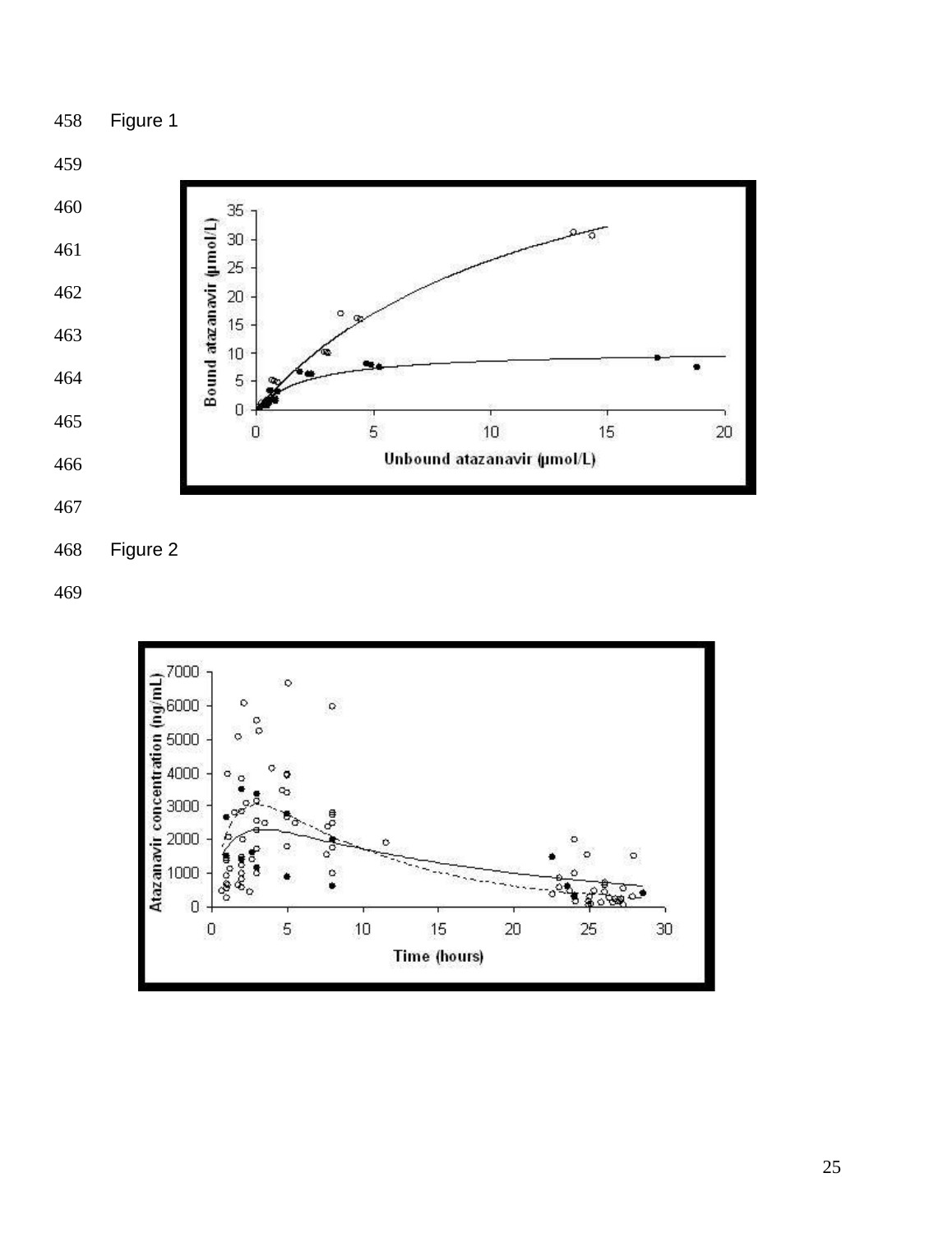Figure 1

35
30
25
20
15
10
5
0

Bound atazanavir (µmol/L)

0
5
10
15
20

Unbound atazanavir (µmol/L)

Figure 2

7000
6000
5000
4000
3000
2000
1000
0

Atazanavir concentration (ng/mL)

0
5
10
15
20
25
30

Time (hours)